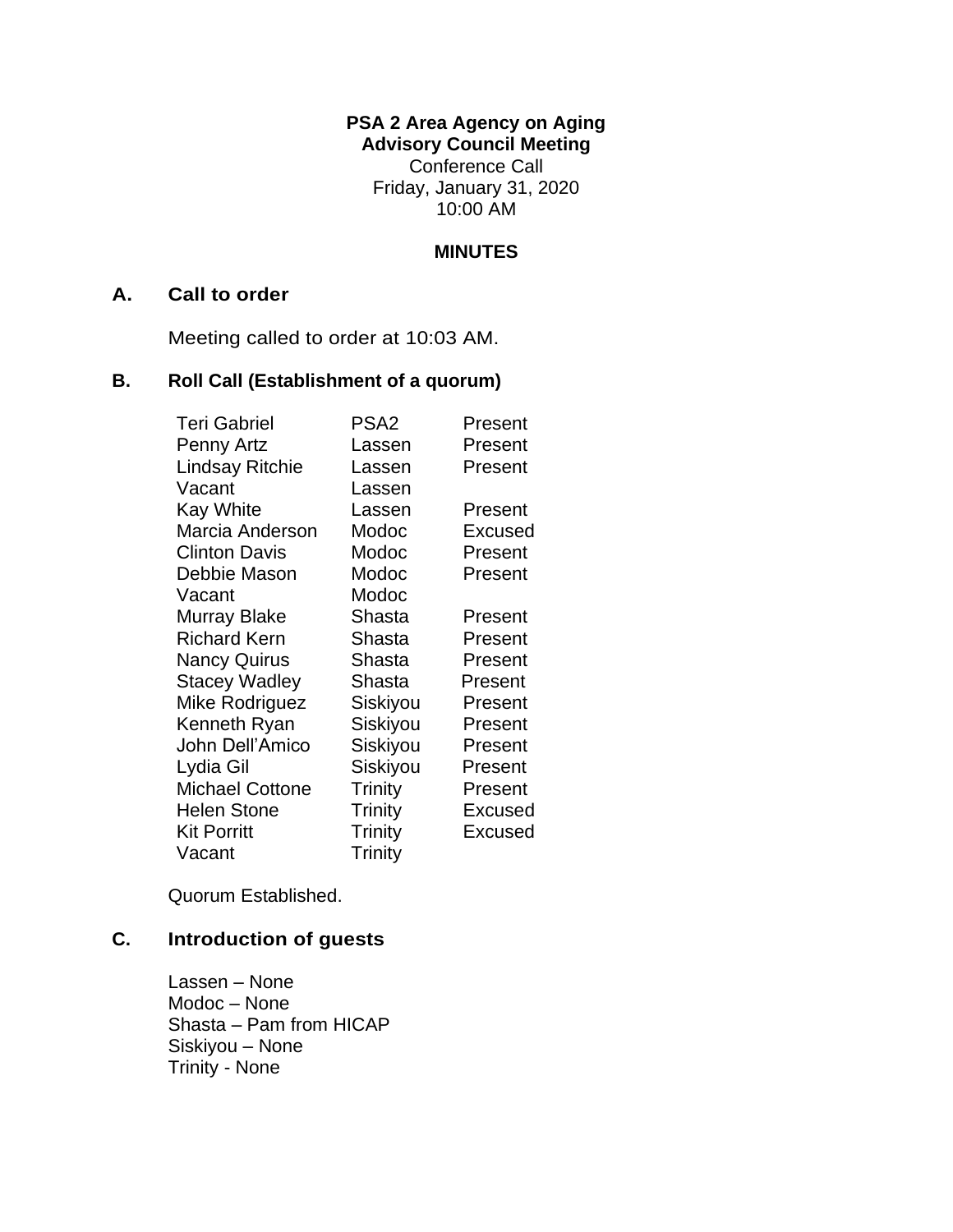**PSA 2 Area Agency on Aging**
**Advisory Council Meeting**
Conference Call
Friday, January 31, 2020
10:00 AM

**MINUTES**

## A. Call to order

Meeting called to order at 10:03 AM.

## B. Roll Call (Establishment of a quorum)

| | | |
|---|---|---|
| Teri Gabriel | PSA2 | Present |
| Penny Artz | Lassen | Present |
| Lindsay Ritchie | Lassen | Present |
| Vacant | Lassen | |
| Kay White | Lassen | Present |
| Marcia Anderson | Modoc | Excused |
| Clinton Davis | Modoc | Present |
| Debbie Mason | Modoc | Present |
| Vacant | Modoc | |
| Murray Blake | Shasta | Present |
| Richard Kern | Shasta | Present |
| Nancy Quirus | Shasta | Present |
| Stacey Wadley | Shasta | Present |
| Mike Rodriguez | Siskiyou | Present |
| Kenneth Ryan | Siskiyou | Present |
| John Dell'Amico | Siskiyou | Present |
| Lydia Gil | Siskiyou | Present |
| Michael Cottone | Trinity | Present |
| Helen Stone | Trinity | Excused |
| Kit Porritt | Trinity | Excused |
| Vacant | Trinity | |

Quorum Established.

## C. Introduction of guests

Lassen – None
Modoc – None
Shasta – Pam from HICAP
Siskiyou – None
Trinity - None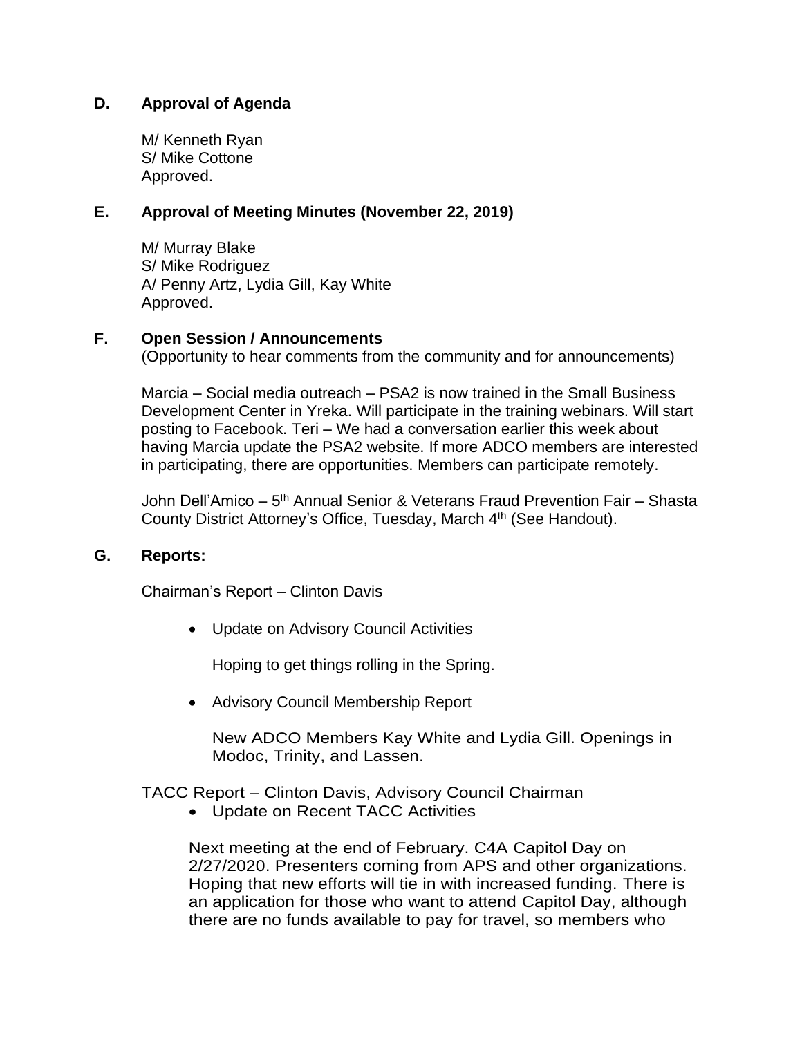**D. Approval of Agenda**

M/ Kenneth Ryan
S/ Mike Cottone
Approved.

**E. Approval of Meeting Minutes (November 22, 2019)**

M/ Murray Blake
S/ Mike Rodriguez
A/ Penny Artz, Lydia Gill, Kay White
Approved.

**F. Open Session / Announcements**
(Opportunity to hear comments from the community and for announcements)

Marcia – Social media outreach – PSA2 is now trained in the Small Business Development Center in Yreka. Will participate in the training webinars. Will start posting to Facebook. Teri – We had a conversation earlier this week about having Marcia update the PSA2 website. If more ADCO members are interested in participating, there are opportunities. Members can participate remotely.

John Dell'Amico – 5th Annual Senior & Veterans Fraud Prevention Fair – Shasta County District Attorney's Office, Tuesday, March 4th (See Handout).

**G. Reports:**

Chairman's Report – Clinton Davis

- Update on Advisory Council Activities

  Hoping to get things rolling in the Spring.

- Advisory Council Membership Report

  New ADCO Members Kay White and Lydia Gill. Openings in Modoc, Trinity, and Lassen.

TACC Report – Clinton Davis, Advisory Council Chairman

- Update on Recent TACC Activities

  Next meeting at the end of February. C4A Capitol Day on 2/27/2020. Presenters coming from APS and other organizations. Hoping that new efforts will tie in with increased funding. There is an application for those who want to attend Capitol Day, although there are no funds available to pay for travel, so members who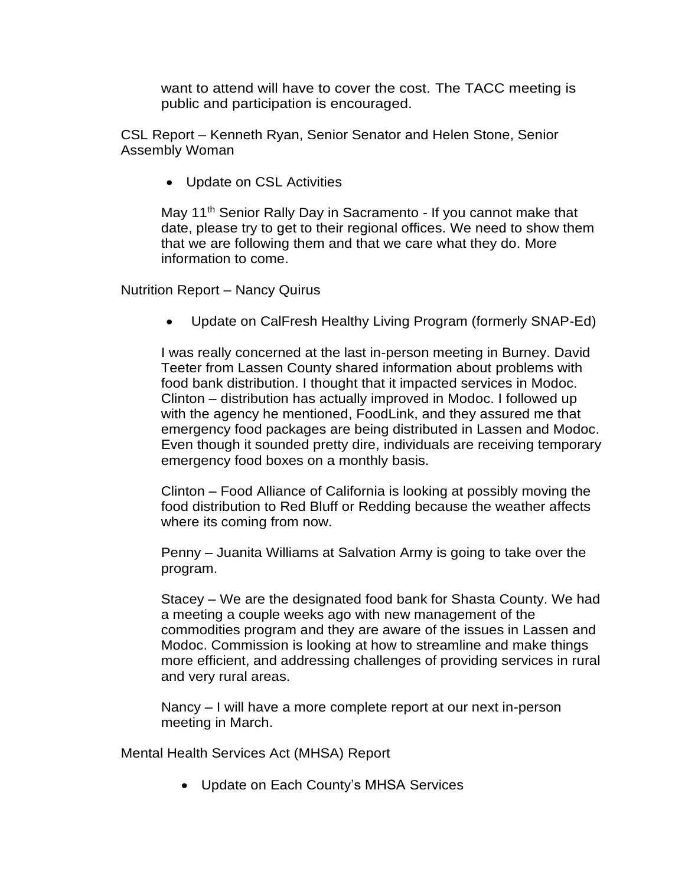want to attend will have to cover the cost. The TACC meeting is public and participation is encouraged.

CSL Report – Kenneth Ryan, Senior Senator and Helen Stone, Senior Assembly Woman

- Update on CSL Activities

May 11th Senior Rally Day in Sacramento - If you cannot make that date, please try to get to their regional offices. We need to show them that we are following them and that we care what they do. More information to come.

Nutrition Report – Nancy Quirus

- Update on CalFresh Healthy Living Program (formerly SNAP-Ed)

I was really concerned at the last in-person meeting in Burney. David Teeter from Lassen County shared information about problems with food bank distribution. I thought that it impacted services in Modoc. Clinton – distribution has actually improved in Modoc. I followed up with the agency he mentioned, FoodLink, and they assured me that emergency food packages are being distributed in Lassen and Modoc. Even though it sounded pretty dire, individuals are receiving temporary emergency food boxes on a monthly basis.

Clinton – Food Alliance of California is looking at possibly moving the food distribution to Red Bluff or Redding because the weather affects where its coming from now.

Penny – Juanita Williams at Salvation Army is going to take over the program.

Stacey – We are the designated food bank for Shasta County. We had a meeting a couple weeks ago with new management of the commodities program and they are aware of the issues in Lassen and Modoc. Commission is looking at how to streamline and make things more efficient, and addressing challenges of providing services in rural and very rural areas.

Nancy – I will have a more complete report at our next in-person meeting in March.

Mental Health Services Act (MHSA) Report

- Update on Each County's MHSA Services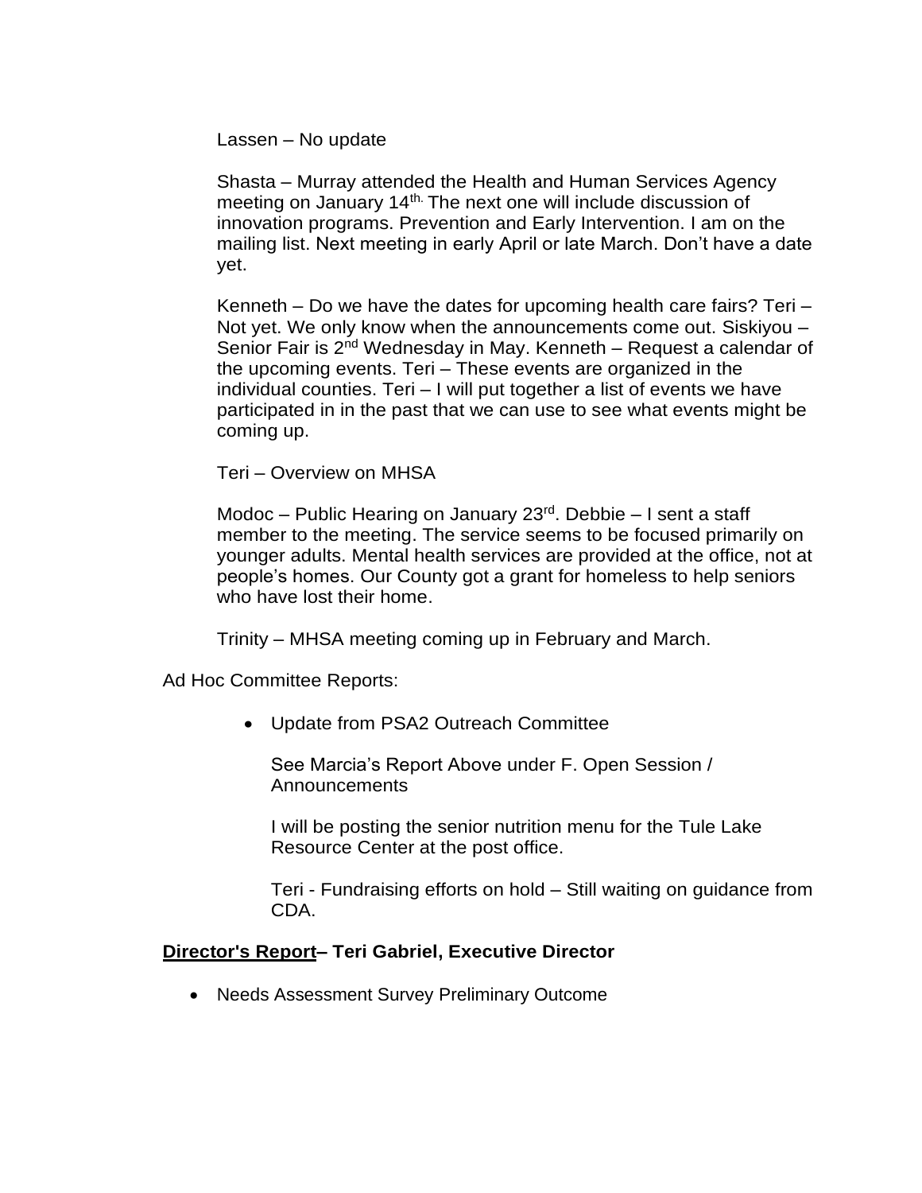Lassen – No update

Shasta – Murray attended the Health and Human Services Agency meeting on January 14th. The next one will include discussion of innovation programs. Prevention and Early Intervention. I am on the mailing list. Next meeting in early April or late March. Don't have a date yet.

Kenneth – Do we have the dates for upcoming health care fairs? Teri – Not yet. We only know when the announcements come out. Siskiyou – Senior Fair is 2nd Wednesday in May. Kenneth – Request a calendar of the upcoming events. Teri – These events are organized in the individual counties. Teri – I will put together a list of events we have participated in in the past that we can use to see what events might be coming up.

Teri – Overview on MHSA

Modoc – Public Hearing on January 23rd. Debbie – I sent a staff member to the meeting. The service seems to be focused primarily on younger adults. Mental health services are provided at the office, not at people's homes. Our County got a grant for homeless to help seniors who have lost their home.

Trinity – MHSA meeting coming up in February and March.

Ad Hoc Committee Reports:

- Update from PSA2 Outreach Committee

  See Marcia's Report Above under F. Open Session / Announcements

  I will be posting the senior nutrition menu for the Tule Lake Resource Center at the post office.

  Teri - Fundraising efforts on hold – Still waiting on guidance from CDA.

**<u>Director's Report</u>– Teri Gabriel, Executive Director**

- Needs Assessment Survey Preliminary Outcome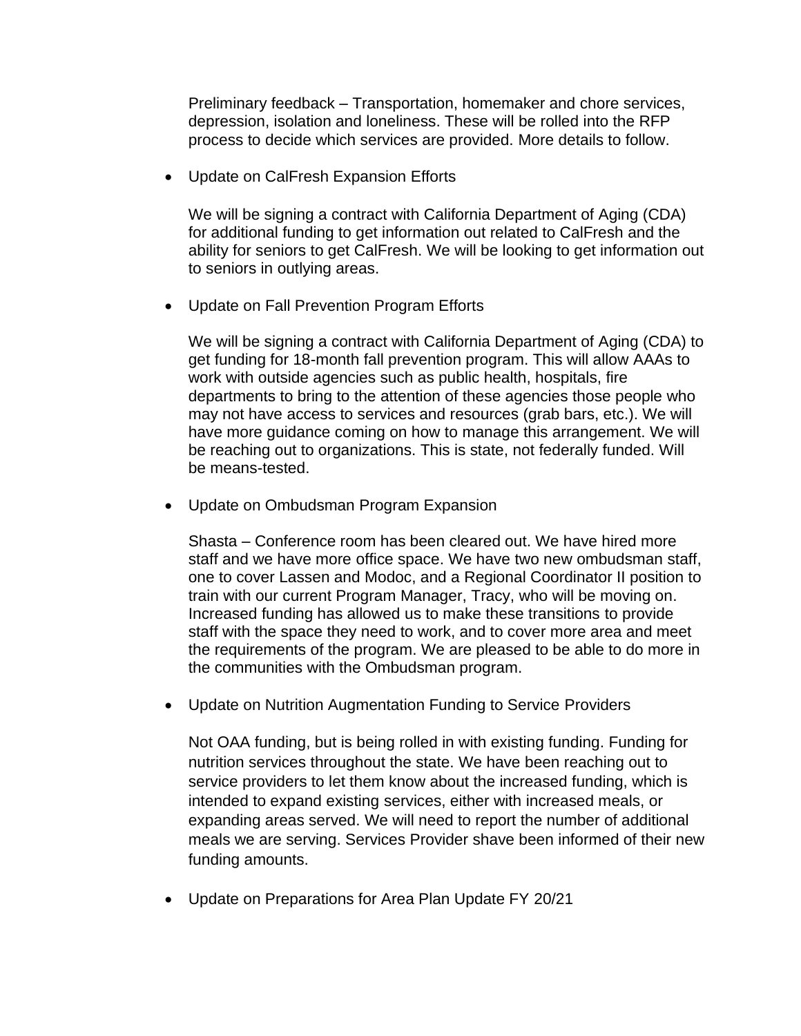Preliminary feedback – Transportation, homemaker and chore services, depression, isolation and loneliness. These will be rolled into the RFP process to decide which services are provided. More details to follow.

- Update on CalFresh Expansion Efforts

  We will be signing a contract with California Department of Aging (CDA) for additional funding to get information out related to CalFresh and the ability for seniors to get CalFresh. We will be looking to get information out to seniors in outlying areas.

- Update on Fall Prevention Program Efforts

  We will be signing a contract with California Department of Aging (CDA) to get funding for 18-month fall prevention program. This will allow AAAs to work with outside agencies such as public health, hospitals, fire departments to bring to the attention of these agencies those people who may not have access to services and resources (grab bars, etc.). We will have more guidance coming on how to manage this arrangement. We will be reaching out to organizations. This is state, not federally funded. Will be means-tested.

- Update on Ombudsman Program Expansion

  Shasta – Conference room has been cleared out. We have hired more staff and we have more office space. We have two new ombudsman staff, one to cover Lassen and Modoc, and a Regional Coordinator II position to train with our current Program Manager, Tracy, who will be moving on. Increased funding has allowed us to make these transitions to provide staff with the space they need to work, and to cover more area and meet the requirements of the program. We are pleased to be able to do more in the communities with the Ombudsman program.

- Update on Nutrition Augmentation Funding to Service Providers

  Not OAA funding, but is being rolled in with existing funding. Funding for nutrition services throughout the state. We have been reaching out to service providers to let them know about the increased funding, which is intended to expand existing services, either with increased meals, or expanding areas served. We will need to report the number of additional meals we are serving. Services Provider shave been informed of their new funding amounts.

- Update on Preparations for Area Plan Update FY 20/21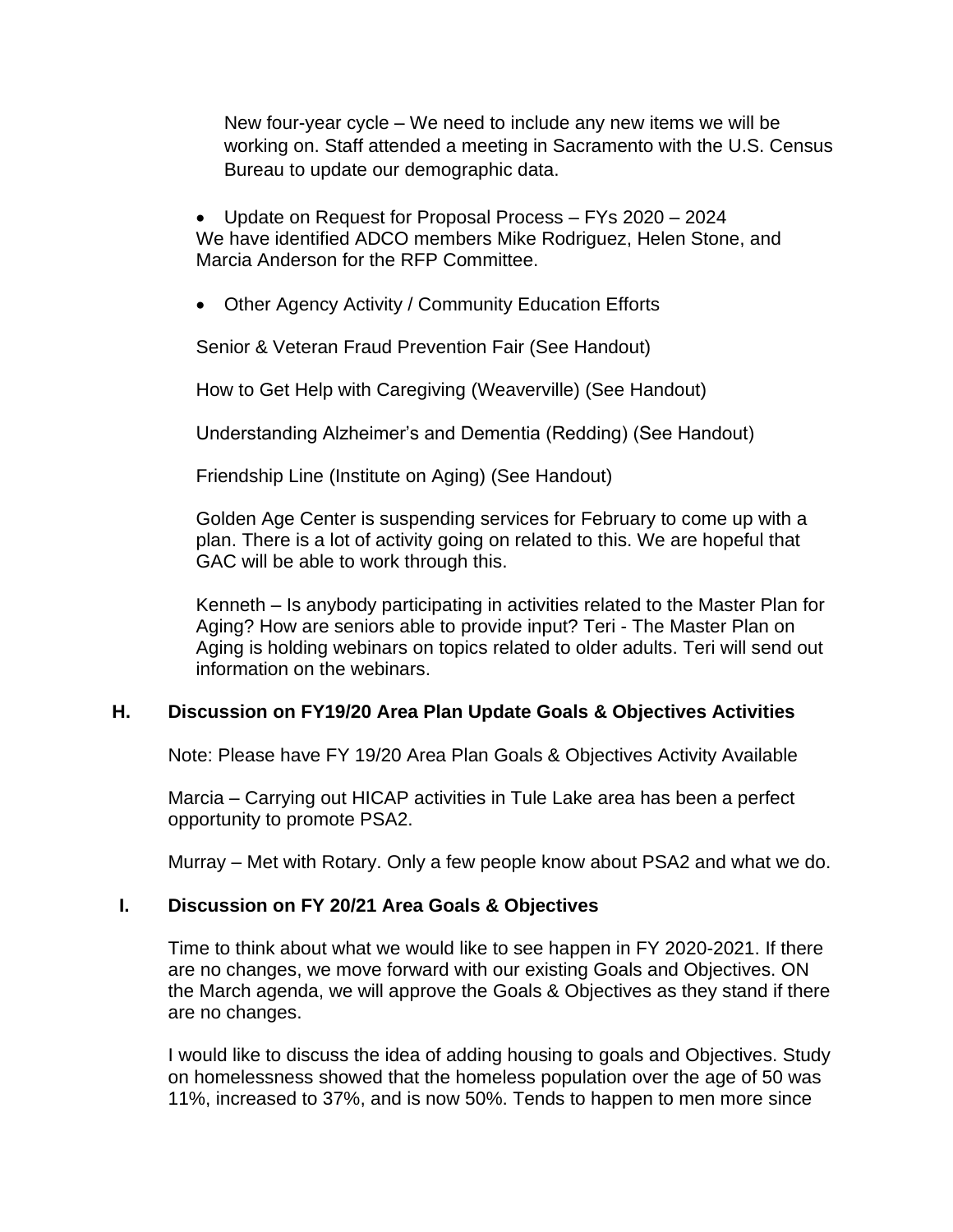New four-year cycle – We need to include any new items we will be working on. Staff attended a meeting in Sacramento with the U.S. Census Bureau to update our demographic data.

- Update on Request for Proposal Process – FYs 2020 – 2024

We have identified ADCO members Mike Rodriguez, Helen Stone, and Marcia Anderson for the RFP Committee.

- Other Agency Activity / Community Education Efforts

Senior & Veteran Fraud Prevention Fair (See Handout)

How to Get Help with Caregiving (Weaverville) (See Handout)

Understanding Alzheimer's and Dementia (Redding) (See Handout)

Friendship Line (Institute on Aging) (See Handout)

Golden Age Center is suspending services for February to come up with a plan. There is a lot of activity going on related to this. We are hopeful that GAC will be able to work through this.

Kenneth – Is anybody participating in activities related to the Master Plan for Aging? How are seniors able to provide input? Teri - The Master Plan on Aging is holding webinars on topics related to older adults. Teri will send out information on the webinars.

**H. Discussion on FY19/20 Area Plan Update Goals & Objectives Activities**

Note: Please have FY 19/20 Area Plan Goals & Objectives Activity Available

Marcia – Carrying out HICAP activities in Tule Lake area has been a perfect opportunity to promote PSA2.

Murray – Met with Rotary. Only a few people know about PSA2 and what we do.

**I. Discussion on FY 20/21 Area Goals & Objectives**

Time to think about what we would like to see happen in FY 2020-2021. If there are no changes, we move forward with our existing Goals and Objectives. ON the March agenda, we will approve the Goals & Objectives as they stand if there are no changes.

I would like to discuss the idea of adding housing to goals and Objectives. Study on homelessness showed that the homeless population over the age of 50 was 11%, increased to 37%, and is now 50%. Tends to happen to men more since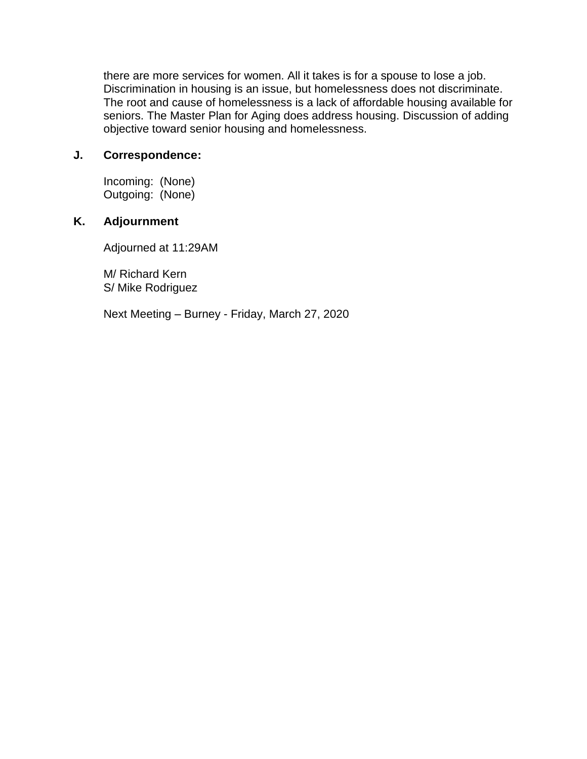there are more services for women. All it takes is for a spouse to lose a job. Discrimination in housing is an issue, but homelessness does not discriminate. The root and cause of homelessness is a lack of affordable housing available for seniors. The Master Plan for Aging does address housing. Discussion of adding objective toward senior housing and homelessness.

**J. Correspondence:**

Incoming: (None)
Outgoing: (None)

**K. Adjournment**

Adjourned at 11:29AM

M/ Richard Kern
S/ Mike Rodriguez

Next Meeting – Burney - Friday, March 27, 2020